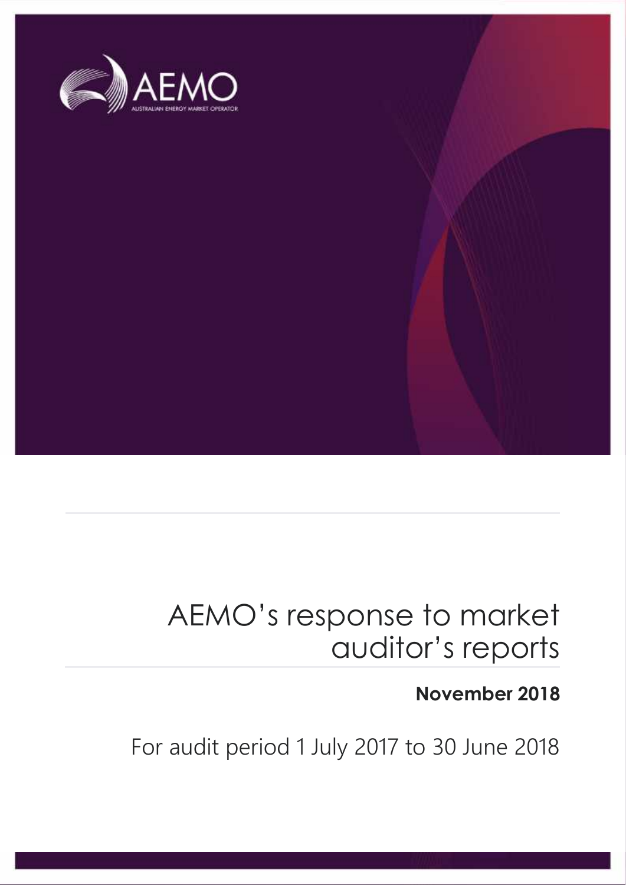AEMO

AUSTRALIAN ENERGY MARKET OPERATOR

# AEMO's response to market auditor's reports

**November 2018**

For audit period 1 July 2017 to 30 June 2018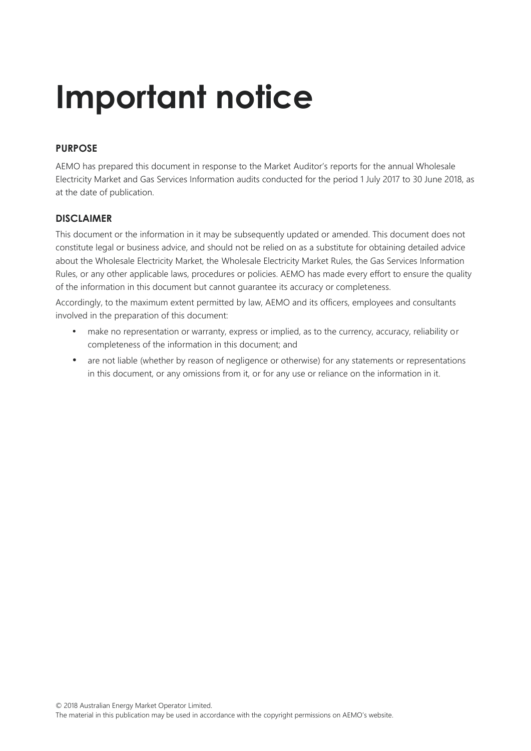# Important notice

### PURPOSE

AEMO has prepared this document in response to the Market Auditor's reports for the annual Wholesale Electricity Market and Gas Services Information audits conducted for the period 1 July 2017 to 30 June 2018, as at the date of publication.

### DISCLAIMER

This document or the information in it may be subsequently updated or amended. This document does not constitute legal or business advice, and should not be relied on as a substitute for obtaining detailed advice about the Wholesale Electricity Market, the Wholesale Electricity Market Rules, the Gas Services Information Rules, or any other applicable laws, procedures or policies. AEMO has made every effort to ensure the quality of the information in this document but cannot guarantee its accuracy or completeness.

Accordingly, to the maximum extent permitted by law, AEMO and its officers, employees and consultants involved in the preparation of this document:

- make no representation or warranty, express or implied, as to the currency, accuracy, reliability or completeness of the information in this document; and
- are not liable (whether by reason of negligence or otherwise) for any statements or representations in this document, or any omissions from it, or for any use or reliance on the information in it.

© 2018 Australian Energy Market Operator Limited.
The material in this publication may be used in accordance with the copyright permissions on AEMO's website.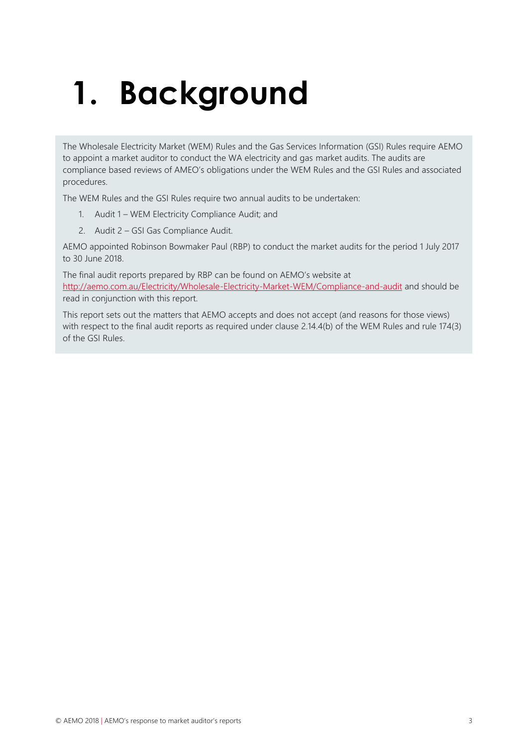# 1. Background

The Wholesale Electricity Market (WEM) Rules and the Gas Services Information (GSI) Rules require AEMO to appoint a market auditor to conduct the WA electricity and gas market audits. The audits are compliance based reviews of AMEO's obligations under the WEM Rules and the GSI Rules and associated procedures.

The WEM Rules and the GSI Rules require two annual audits to be undertaken:

1. Audit 1 – WEM Electricity Compliance Audit; and
2. Audit 2 – GSI Gas Compliance Audit.

AEMO appointed Robinson Bowmaker Paul (RBP) to conduct the market audits for the period 1 July 2017 to 30 June 2018.

The final audit reports prepared by RBP can be found on AEMO's website at [http://aemo.com.au/Electricity/Wholesale-Electricity-Market-WEM/Compliance-and-audit](http://aemo.com.au/Electricity/Wholesale-Electricity-Market-WEM/Compliance-and-audit) and should be read in conjunction with this report.

This report sets out the matters that AEMO accepts and does not accept (and reasons for those views) with respect to the final audit reports as required under clause 2.14.4(b) of the WEM Rules and rule 174(3) of the GSI Rules.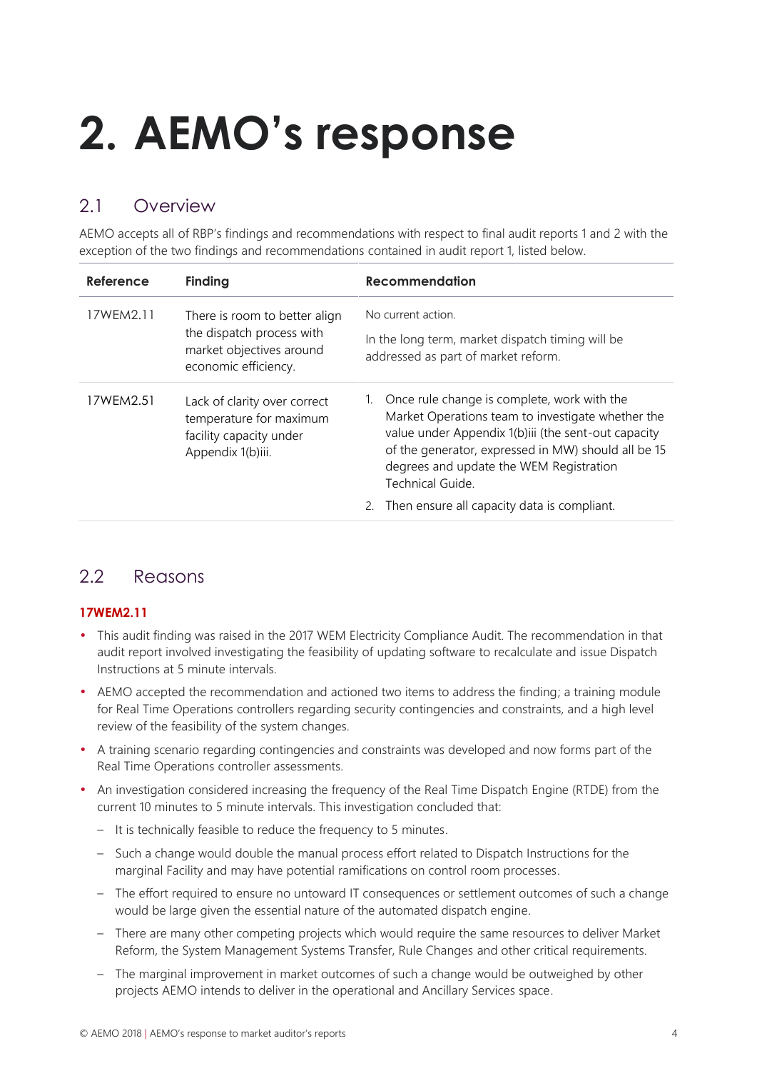# 2. AEMO's response

## 2.1 Overview

AEMO accepts all of RBP's findings and recommendations with respect to final audit reports 1 and 2 with the exception of the two findings and recommendations contained in audit report 1, listed below.

| Reference | Finding | Recommendation |
|---|---|---|
| 17WEM2.11 | There is room to better align the dispatch process with market objectives around economic efficiency. | No current action.<br><br>In the long term, market dispatch timing will be addressed as part of market reform. |
| 17WEM2.51 | Lack of clarity over correct temperature for maximum facility capacity under Appendix 1(b)iii. | 1. Once rule change is complete, work with the Market Operations team to investigate whether the value under Appendix 1(b)iii (the sent-out capacity of the generator, expressed in MW) should all be 15 degrees and update the WEM Registration Technical Guide.<br><br>2. Then ensure all capacity data is compliant. |

## 2.2 Reasons

### 17WEM2.11

- This audit finding was raised in the 2017 WEM Electricity Compliance Audit. The recommendation in that audit report involved investigating the feasibility of updating software to recalculate and issue Dispatch Instructions at 5 minute intervals.
- AEMO accepted the recommendation and actioned two items to address the finding; a training module for Real Time Operations controllers regarding security contingencies and constraints, and a high level review of the feasibility of the system changes.
- A training scenario regarding contingencies and constraints was developed and now forms part of the Real Time Operations controller assessments.
- An investigation considered increasing the frequency of the Real Time Dispatch Engine (RTDE) from the current 10 minutes to 5 minute intervals. This investigation concluded that:
  - It is technically feasible to reduce the frequency to 5 minutes.
  - Such a change would double the manual process effort related to Dispatch Instructions for the marginal Facility and may have potential ramifications on control room processes.
  - The effort required to ensure no untoward IT consequences or settlement outcomes of such a change would be large given the essential nature of the automated dispatch engine.
  - There are many other competing projects which would require the same resources to deliver Market Reform, the System Management Systems Transfer, Rule Changes and other critical requirements.
  - The marginal improvement in market outcomes of such a change would be outweighed by other projects AEMO intends to deliver in the operational and Ancillary Services space.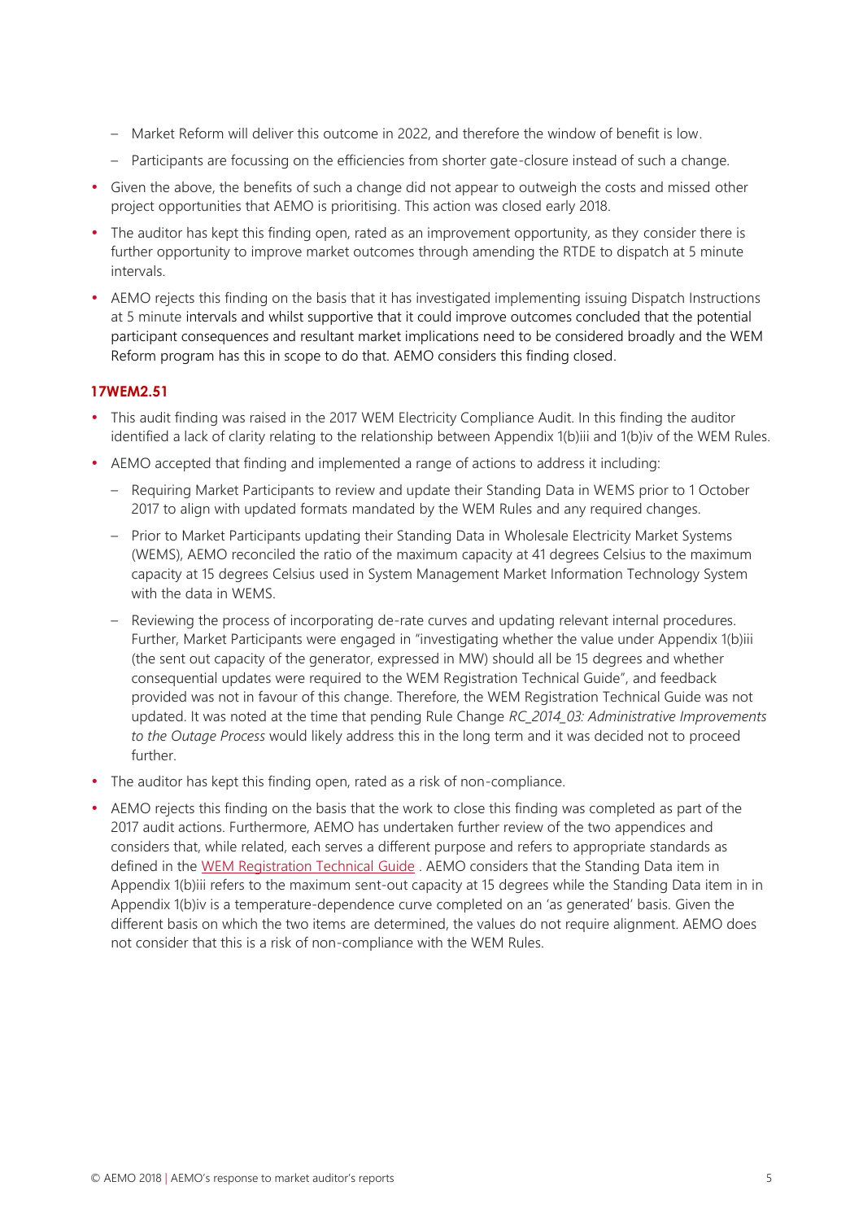- Market Reform will deliver this outcome in 2022, and therefore the window of benefit is low.
  - Participants are focussing on the efficiencies from shorter gate-closure instead of such a change.
- Given the above, the benefits of such a change did not appear to outweigh the costs and missed other project opportunities that AEMO is prioritising. This action was closed early 2018.
- The auditor has kept this finding open, rated as an improvement opportunity, as they consider there is further opportunity to improve market outcomes through amending the RTDE to dispatch at 5 minute intervals.
- AEMO rejects this finding on the basis that it has investigated implementing issuing Dispatch Instructions at 5 minute intervals and whilst supportive that it could improve outcomes concluded that the potential participant consequences and resultant market implications need to be considered broadly and the WEM Reform program has this in scope to do that. AEMO considers this finding closed.

### 17WEM2.51

- This audit finding was raised in the 2017 WEM Electricity Compliance Audit. In this finding the auditor identified a lack of clarity relating to the relationship between Appendix 1(b)iii and 1(b)iv of the WEM Rules.
- AEMO accepted that finding and implemented a range of actions to address it including:
  - Requiring Market Participants to review and update their Standing Data in WEMS prior to 1 October 2017 to align with updated formats mandated by the WEM Rules and any required changes.
  - Prior to Market Participants updating their Standing Data in Wholesale Electricity Market Systems (WEMS), AEMO reconciled the ratio of the maximum capacity at 41 degrees Celsius to the maximum capacity at 15 degrees Celsius used in System Management Market Information Technology System with the data in WEMS.
  - Reviewing the process of incorporating de-rate curves and updating relevant internal procedures. Further, Market Participants were engaged in "investigating whether the value under Appendix 1(b)iii (the sent out capacity of the generator, expressed in MW) should all be 15 degrees and whether consequential updates were required to the WEM Registration Technical Guide", and feedback provided was not in favour of this change. Therefore, the WEM Registration Technical Guide was not updated. It was noted at the time that pending Rule Change *RC_2014_03: Administrative Improvements to the Outage Process* would likely address this in the long term and it was decided not to proceed further.
- The auditor has kept this finding open, rated as a risk of non-compliance.
- AEMO rejects this finding on the basis that the work to close this finding was completed as part of the 2017 audit actions. Furthermore, AEMO has undertaken further review of the two appendices and considers that, while related, each serves a different purpose and refers to appropriate standards as defined in the WEM Registration Technical Guide . AEMO considers that the Standing Data item in Appendix 1(b)iii refers to the maximum sent-out capacity at 15 degrees while the Standing Data item in in Appendix 1(b)iv is a temperature-dependence curve completed on an 'as generated' basis. Given the different basis on which the two items are determined, the values do not require alignment. AEMO does not consider that this is a risk of non-compliance with the WEM Rules.